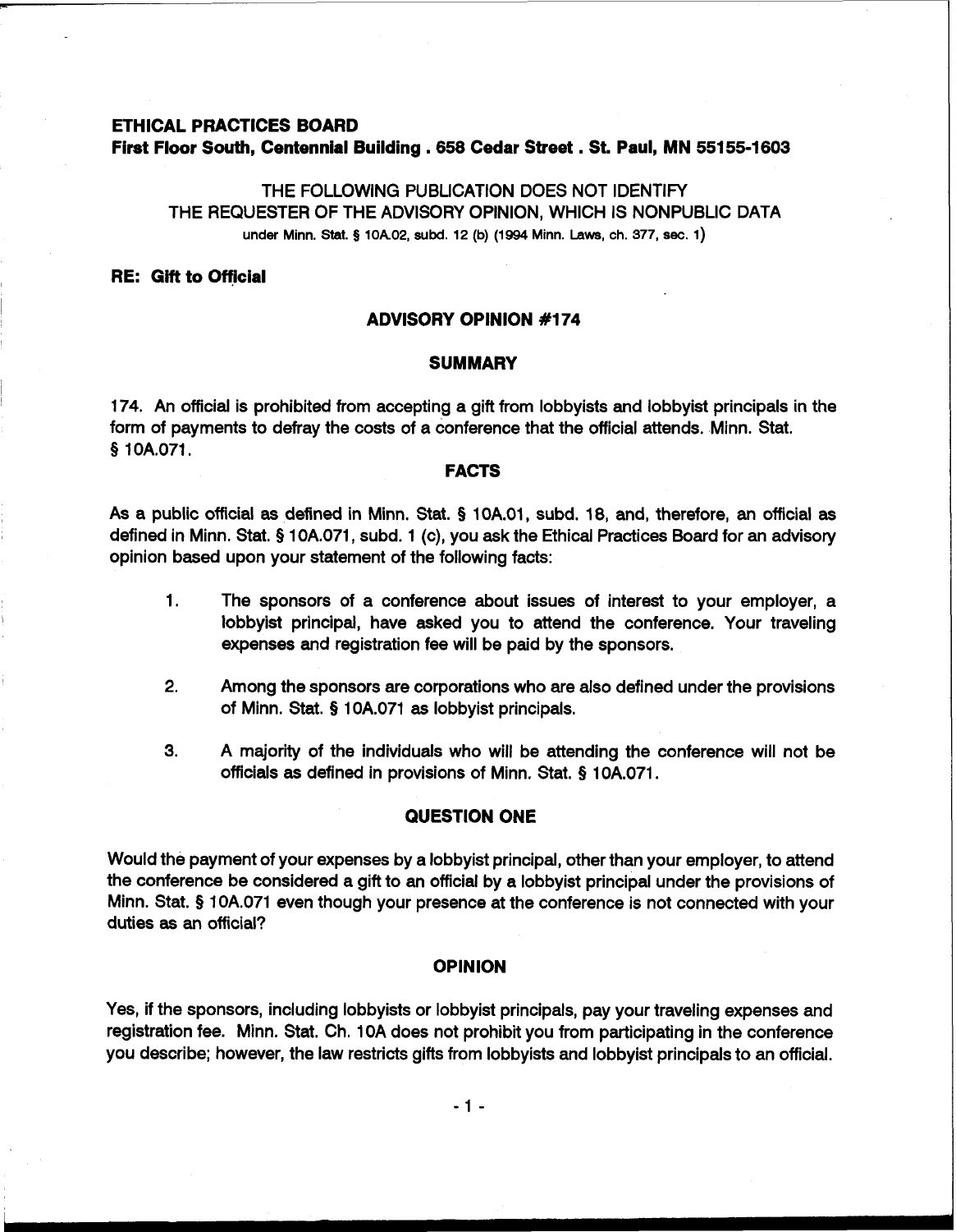**ETHICAL PRACTICES BOARD**
**First Floor South, Centennial Building . 658 Cedar Street . St. Paul, MN 55155-1603**

THE FOLLOWING PUBLICATION DOES NOT IDENTIFY
THE REQUESTER OF THE ADVISORY OPINION, WHICH IS NONPUBLIC DATA
under Minn. Stat. § 10A.02, subd. 12 (b) (1994 Minn. Laws, ch. 377, sec. 1)

**RE: Gift to Official**

## ADVISORY OPINION #174

### SUMMARY

174. An official is prohibited from accepting a gift from lobbyists and lobbyist principals in the form of payments to defray the costs of a conference that the official attends. Minn. Stat. § 10A.071.

### FACTS

As a public official as defined in Minn. Stat. § 10A.01, subd. 18, and, therefore, an official as defined in Minn. Stat. § 10A.071, subd. 1 (c), you ask the Ethical Practices Board for an advisory opinion based upon your statement of the following facts:

1. The sponsors of a conference about issues of interest to your employer, a lobbyist principal, have asked you to attend the conference. Your traveling expenses and registration fee will be paid by the sponsors.

2. Among the sponsors are corporations who are also defined under the provisions of Minn. Stat. § 10A.071 as lobbyist principals.

3. A majority of the individuals who will be attending the conference will not be officials as defined in provisions of Minn. Stat. § 10A.071.

### QUESTION ONE

Would the payment of your expenses by a lobbyist principal, other than your employer, to attend the conference be considered a gift to an official by a lobbyist principal under the provisions of Minn. Stat. § 10A.071 even though your presence at the conference is not connected with your duties as an official?

### OPINION

Yes, if the sponsors, including lobbyists or lobbyist principals, pay your traveling expenses and registration fee. Minn. Stat. Ch. 10A does not prohibit you from participating in the conference you describe; however, the law restricts gifts from lobbyists and lobbyist principals to an official.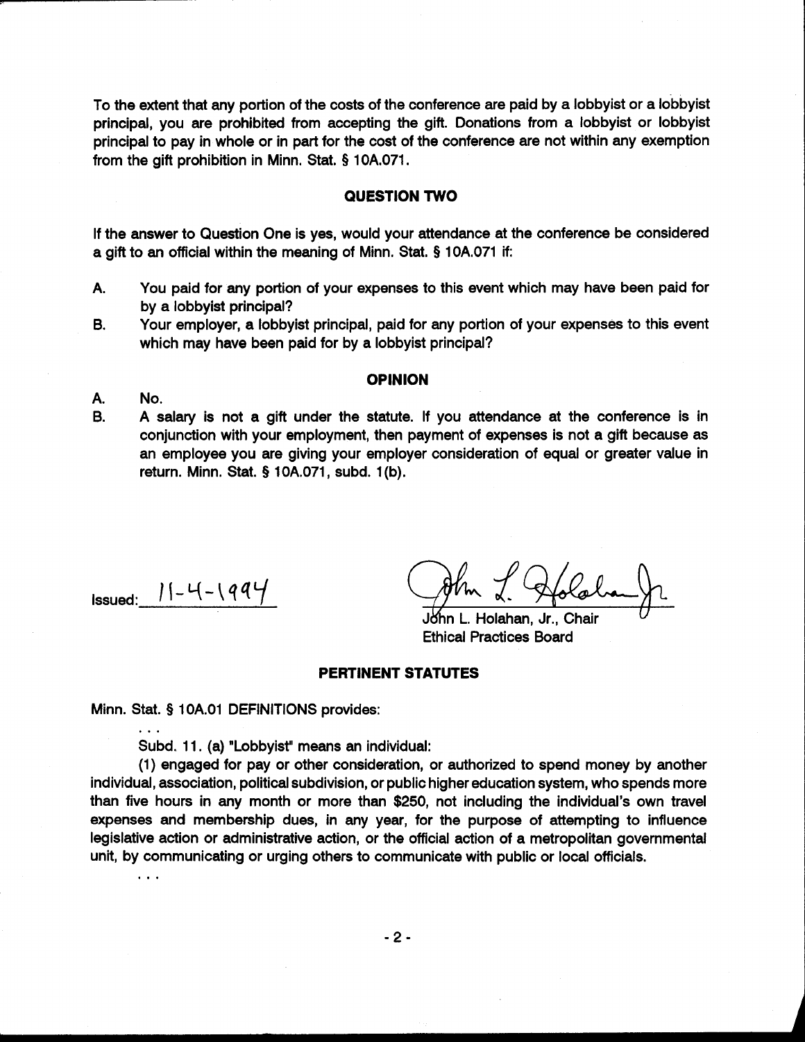To the extent that any portion of the costs of the conference are paid by a lobbyist or a lobbyist principal, you are prohibited from accepting the gift. Donations from a lobbyist or lobbyist principal to pay in whole or in part for the cost of the conference are not within any exemption from the gift prohibition in Minn. Stat. § 10A.071.

## QUESTION TWO

If the answer to Question One is yes, would your attendance at the conference be considered a gift to an official within the meaning of Minn. Stat. § 10A.071 if:

A. You paid for any portion of your expenses to this event which may have been paid for by a lobbyist principal?

B. Your employer, a lobbyist principal, paid for any portion of your expenses to this event which may have been paid for by a lobbyist principal?

## OPINION

A. No.

B. A salary is not a gift under the statute. If you attendance at the conference is in conjunction with your employment, then payment of expenses is not a gift because as an employee you are giving your employer consideration of equal or greater value in return. Minn. Stat. § 10A.071, subd. 1(b).

Issued: 11-4-1994

John L. Holahan, Jr., Chair
Ethical Practices Board

## PERTINENT STATUTES

Minn. Stat. § 10A.01 DEFINITIONS provides:

. . .

Subd. 11. (a) "Lobbyist" means an individual:

(1) engaged for pay or other consideration, or authorized to spend money by another individual, association, political subdivision, or public higher education system, who spends more than five hours in any month or more than $250, not including the individual's own travel expenses and membership dues, in any year, for the purpose of attempting to influence legislative action or administrative action, or the official action of a metropolitan governmental unit, by communicating or urging others to communicate with public or local officials.

. . .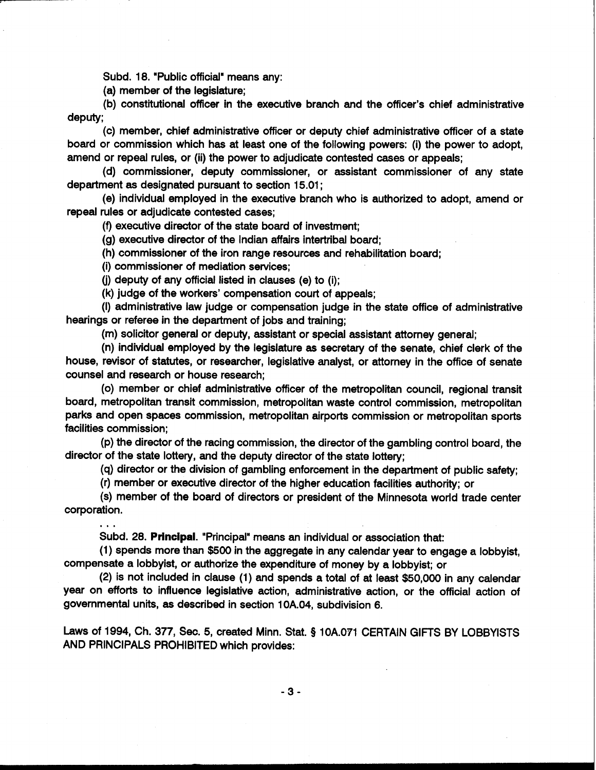Subd. 18. "Public official" means any:

(a) member of the legislature;

(b) constitutional officer in the executive branch and the officer's chief administrative deputy;

(c) member, chief administrative officer or deputy chief administrative officer of a state board or commission which has at least one of the following powers: (i) the power to adopt, amend or repeal rules, or (ii) the power to adjudicate contested cases or appeals;

(d) commissioner, deputy commissioner, or assistant commissioner of any state department as designated pursuant to section 15.01;

(e) individual employed in the executive branch who is authorized to adopt, amend or repeal rules or adjudicate contested cases;

(f) executive director of the state board of investment;

(g) executive director of the Indian affairs intertribal board;

(h) commissioner of the iron range resources and rehabilitation board;

(i) commissioner of mediation services;

(j) deputy of any official listed in clauses (e) to (i);

(k) judge of the workers' compensation court of appeals;

(l) administrative law judge or compensation judge in the state office of administrative hearings or referee in the department of jobs and training;

(m) solicitor general or deputy, assistant or special assistant attorney general;

(n) individual employed by the legislature as secretary of the senate, chief clerk of the house, revisor of statutes, or researcher, legislative analyst, or attorney in the office of senate counsel and research or house research;

(o) member or chief administrative officer of the metropolitan council, regional transit board, metropolitan transit commission, metropolitan waste control commission, metropolitan parks and open spaces commission, metropolitan airports commission or metropolitan sports facilities commission;

(p) the director of the racing commission, the director of the gambling control board, the director of the state lottery, and the deputy director of the state lottery;

(q) director or the division of gambling enforcement in the department of public safety;

(r) member or executive director of the higher education facilities authority; or

(s) member of the board of directors or president of the Minnesota world trade center corporation.

. . .

Subd. 28. **Principal.** "Principal" means an individual or association that:

(1) spends more than $500 in the aggregate in any calendar year to engage a lobbyist, compensate a lobbyist, or authorize the expenditure of money by a lobbyist; or

(2) is not included in clause (1) and spends a total of at least $50,000 in any calendar year on efforts to influence legislative action, administrative action, or the official action of governmental units, as described in section 10A.04, subdivision 6.

Laws of 1994, Ch. 377, Sec. 5, created Minn. Stat. § 10A.071 CERTAIN GIFTS BY LOBBYISTS AND PRINCIPALS PROHIBITED which provides: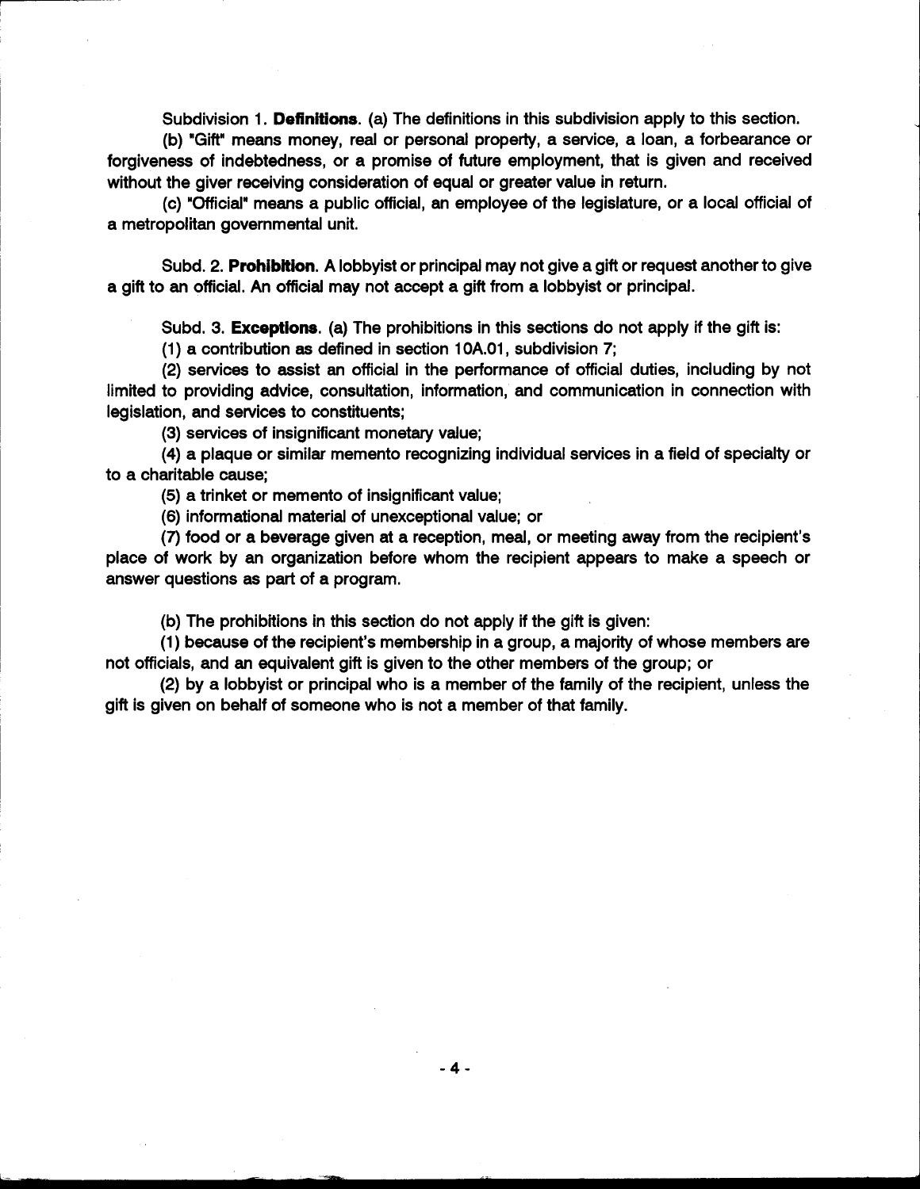Subdivision 1. **Definitions**. (a) The definitions in this subdivision apply to this section.

(b) "Gift" means money, real or personal property, a service, a loan, a forbearance or forgiveness of indebtedness, or a promise of future employment, that is given and received without the giver receiving consideration of equal or greater value in return.

(c) "Official" means a public official, an employee of the legislature, or a local official of a metropolitan governmental unit.

Subd. 2. **Prohibition**. A lobbyist or principal may not give a gift or request another to give a gift to an official. An official may not accept a gift from a lobbyist or principal.

Subd. 3. **Exceptions**. (a) The prohibitions in this sections do not apply if the gift is:

(1) a contribution as defined in section 10A.01, subdivision 7;

(2) services to assist an official in the performance of official duties, including by not limited to providing advice, consultation, information, and communication in connection with legislation, and services to constituents;

(3) services of insignificant monetary value;

(4) a plaque or similar memento recognizing individual services in a field of specialty or to a charitable cause;

(5) a trinket or memento of insignificant value;

(6) informational material of unexceptional value; or

(7) food or a beverage given at a reception, meal, or meeting away from the recipient's place of work by an organization before whom the recipient appears to make a speech or answer questions as part of a program.

(b) The prohibitions in this section do not apply if the gift is given:

(1) because of the recipient's membership in a group, a majority of whose members are not officials, and an equivalent gift is given to the other members of the group; or

(2) by a lobbyist or principal who is a member of the family of the recipient, unless the gift is given on behalf of someone who is not a member of that family.